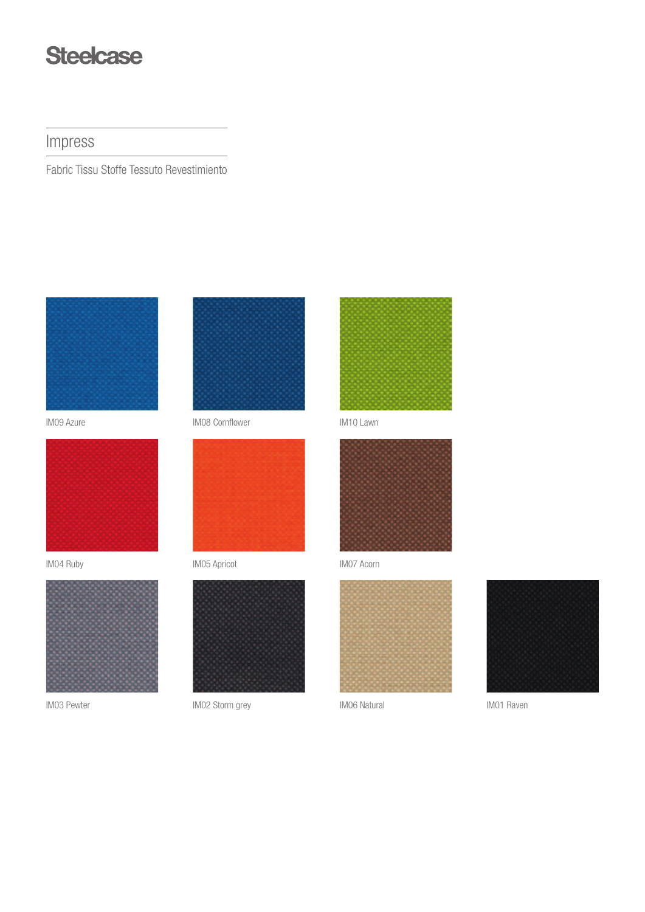Steelcase

# Impress

Fabric Tissu Stoffe Tessuto Revestimiento

IM09 Azure

IM08 Cornflower

IM10 Lawn

IM04 Ruby

IM05 Apricot

IM07 Acorn

IM03 Pewter

IM02 Storm grey

IM06 Natural

IM01 Raven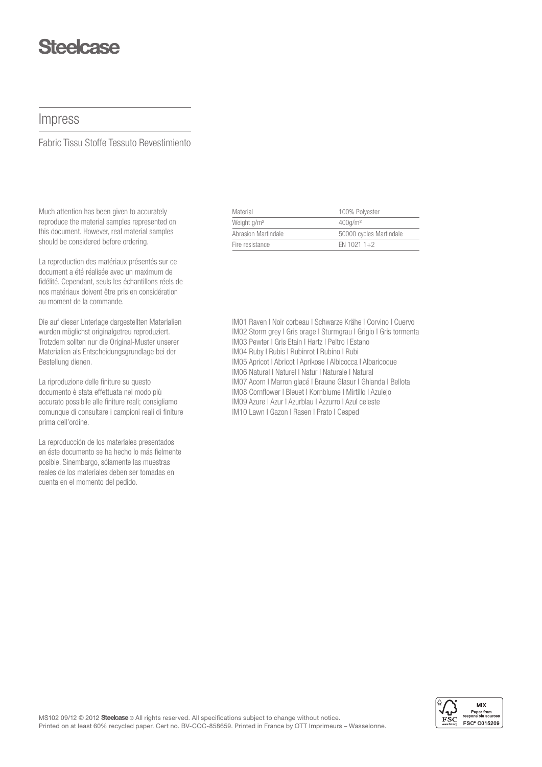Steelcase

# Impress

Fabric Tissu Stoffe Tessuto Revestimiento

Much attention has been given to accurately reproduce the material samples represented on this document. However, real material samples should be considered before ordering.

La reproduction des matériaux présentés sur ce document a été réalisée avec un maximum de fidélité. Cependant, seuls les échantillons réels de nos matériaux doivent être pris en considération au moment de la commande.

Die auf dieser Unterlage dargestellten Materialien wurden möglichst originalgetreu reproduziert. Trotzdem sollten nur die Original-Muster unserer Materialien als Entscheidungsgrundlage bei der Bestellung dienen.

La riproduzione delle finiture su questo documento è stata effettuata nel modo più accurato possibile alle finiture reali; consigliamo comunque di consultare i campioni reali di finiture prima dell'ordine.

La reproducción de los materiales presentados en éste documento se ha hecho lo más fielmente posible. Sinembargo, sólamente las muestras reales de los materiales deben ser tomadas en cuenta en el momento del pedido.

| | |
|---|---|
| Material | 100% Polyester |
| Weight g/m² | 400g/m² |
| Abrasion Martindale | 50000 cycles Martindale |
| Fire resistance | EN 1021 1+2 |

IM01 Raven I Noir corbeau I Schwarze Krähe I Corvino I Cuervo
IM02 Storm grey I Gris orage I Sturmgrau I Grigio I Gris tormenta
IM03 Pewter I Gris Etain I Hartz I Peltro I Estano
IM04 Ruby I Rubis I Rubinrot I Rubino I Rubi
IM05 Apricot I Abricot I Aprikose I Albicocca I Albaricoque
IM06 Natural I Naturel I Natur I Naturale I Natural
IM07 Acorn I Marron glacé I Braune Glasur I Ghianda I Bellota
IM08 Cornflower I Bleuet I Kornblume I Mirtillo I Azulejo
IM09 Azure I Azur I Azurblau I Azzurro I Azul celeste
IM10 Lawn I Gazon I Rasen I Prato I Cesped

MS102 09/12 © 2012 Steelcase ® All rights reserved. All specifications subject to change without notice.
Printed on at least 60% recycled paper. Cert no. BV-COC-858659. Printed in France by OTT Imprimeurs – Wasselonne.

MIX Paper from responsible sources FSC® C015209